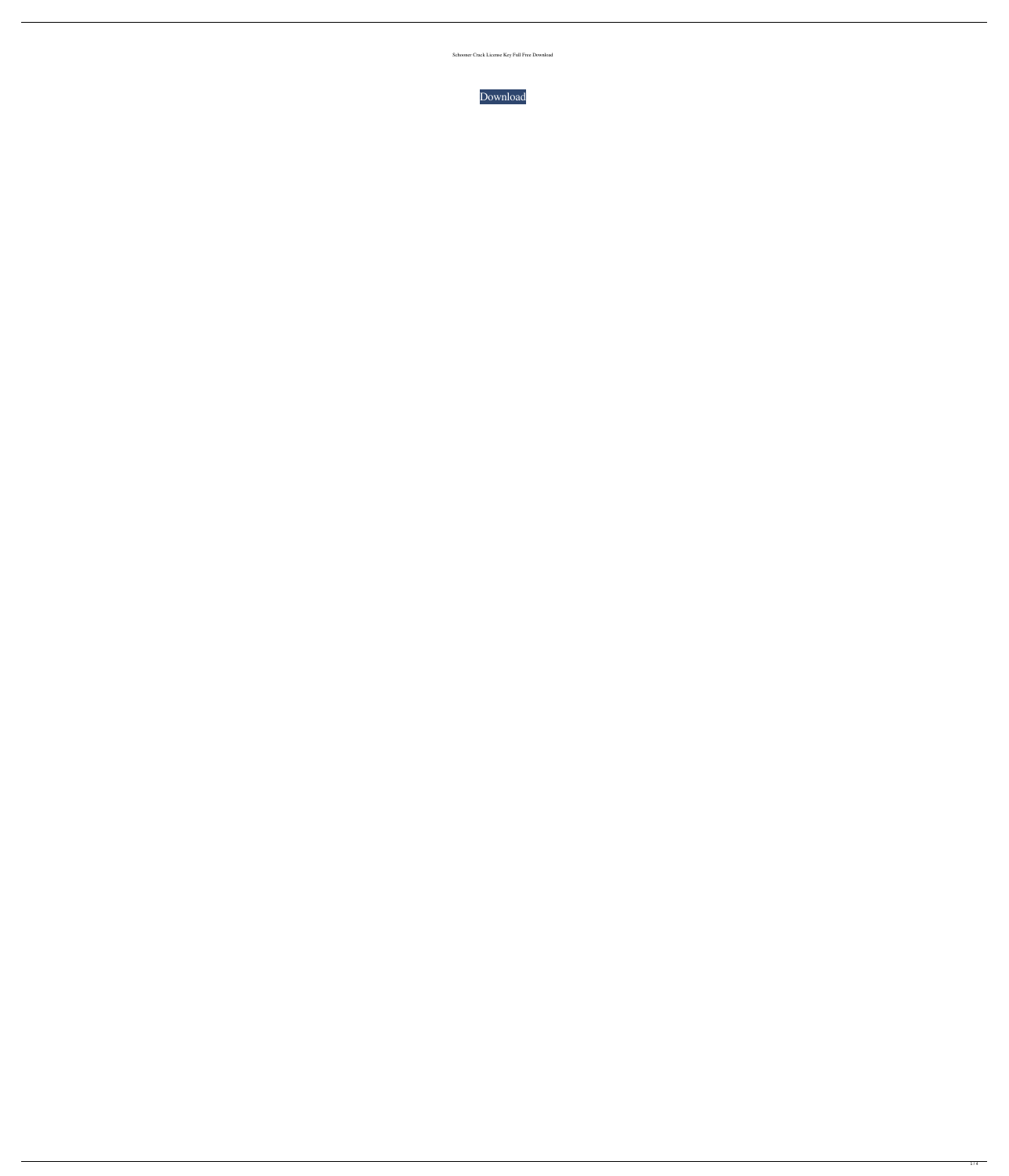Schooner Crack License Key Full Free Download

Download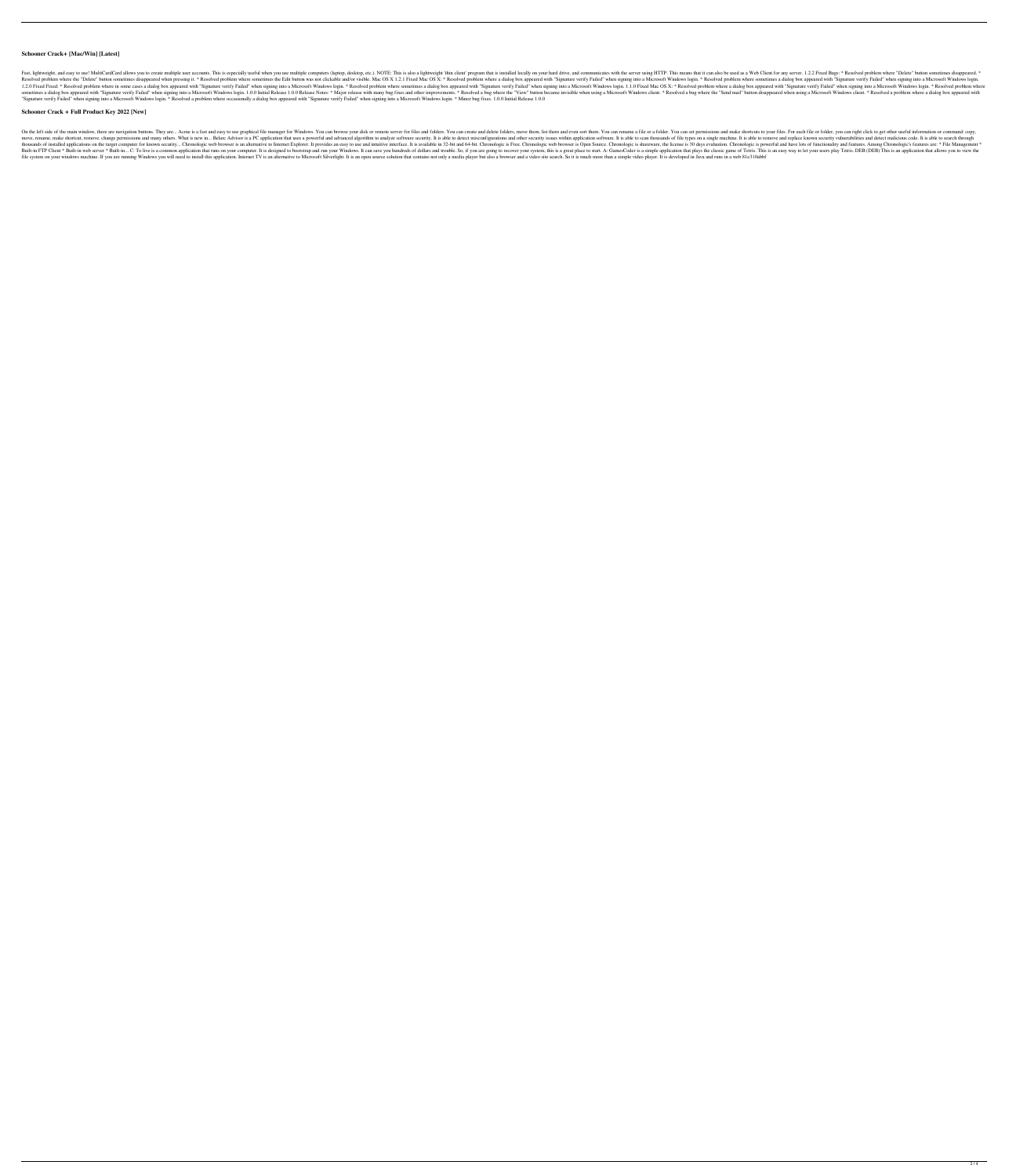## Schooner Crack+ [Mac/Win] [Latest]

Fast, lightweight, and easy to use! MultiCardCard allows you to create multiple user accounts. This is especially useful when you use multiple computers (laptop, desktop, etc.). NOTE: This is also a lightweight 'thin client' program that is installed locally on your hard drive, and communicates with the server using HTTP. This means that it can also be used as a Web Client for any server. 1.2.2 Fixed Bugs: * Resolved problem where "Delete" button sometimes disappeared. * Resolved problem where the "Delete" button sometimes disappeared when pressing it. * Resolved problem where sometimes the Edit button was not clickable and/or visible. Mac OS X 1.2.1 Fixed Mac OS X: * Resolved problem where a dialog box appeared with "Signature verify Failed" when signing into a Microsoft Windows login. * Resolved problem where sometimes a dialog box appeared with "Signature verify Failed" when signing into a Microsoft Windows login. 1.2.0 Fixed Fixed: * Resolved problem where in some cases a dialog box appeared with "Signature verify Failed" when signing into a Microsoft Windows login. * Resolved problem where sometimes a dialog box appeared with "Signature verify Failed" when signing into a Microsoft Windows login. 1.1.0 Fixed Mac OS X: * Resolved problem where a dialog box appeared with "Signature verify Failed" when signing into a Microsoft Windows login. * Resolved problem where sometimes a dialog box appeared with "Signature verify Failed" when signing into a Microsoft Windows login. 1.0.0 Initial Release 1.0.0 Release Notes: * Major release with many bug fixes and other improvements. * Resolved a bug where the "View" button became invisible when using a Microsoft Windows client. * Resolved a bug where the "Send mail" button disappeared when using a Microsoft Windows client. * Resolved a problem where a dialog box appeared with "Signature verify Failed" when signing into a Microsoft Windows login. * Resolved a problem where occasionally a dialog box appeared with "Signature verify Failed" when signing into a Microsoft Windows login. * Minor bug fixes. 1.0.0 Initial Release 1.0.0

## Schooner Crack + Full Product Key 2022 [New]

On the left side of the main window, there are navigation buttons. They are:.. Acme is a fast and easy to use graphical file manager for Windows. You can browse your disk or remote server for files and folders. You can create and delete folders, move them, list them and even sort them. You can rename a file or a folder. You can set permissions and make shortcuts to your files. For each file or folder, you can right click to get other useful information or command: copy, move, rename, make shortcut, remove, change permissions and many others. What is new in... Belarc Advisor is a PC application that uses a powerful and advanced algorithm to analyze software security. It is able to detect misconfigurations and other security issues within application software. It is able to scan thousands of file types on a single machine. It is able to remove and replace known security vulnerabilities and detect malicious code. It is able to search through thousands of installed applications on the target computer for known security... Chronologic web browser is an alternative to Internet Explorer. It provides an easy to use and intuitive interface. It is available in 32-bit and 64-bit. Chronologic is Free. Chronologic web browser is Open Source. Chronologic is shareware, the license is 30 days evaluation. Chronologic is powerful and have lots of functionality and features. Among Chronologic's features are: * File Management * Built-in FTP Client * Built-in web server * Built-in... C: To live is a common application that runs on your computer. It is designed to bootstrap and run your Windows. It can save you hundreds of dollars and trouble. So, if you are going to recover your system, this is a great place to start. A: GamesCoder is a simple application that plays the classic game of Tetris. This is an easy way to let your users play Tetris. DEB (DEB) This is an application that allows you to view the file system on your windows machine. If you are running Windows you will need to install this application. Internet TV is an alternative to Microsoft Silverlight. It is an open source solution that contains not only a media player but also a browser and a video site search. So it is much more than a simple video player. It is developed in Java and runs in a web 81e310abbf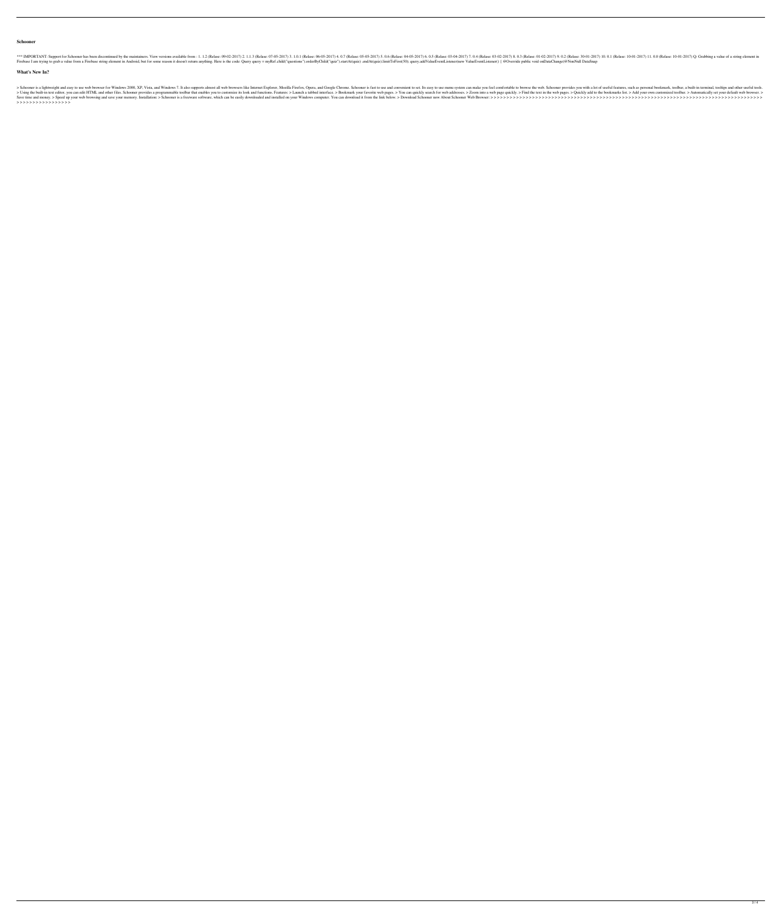**Schooner**

*** IMPORTANT: Support for Schooner has been discontinued by the maintainers. View versions available from : 1. 1.2 (Relase: 09-02-2017) 2. 1.1.3 (Relase: 07-05-2017) 3. 1.0.1 (Relase: 06-05-2017) 4. 0.7 (Relase: 05-05-2017) 5. 0.6 (Relase: 04-05-2017) 6. 0.5 (Relase: 03-04-2017) 7. 0.4 (Relase: 03-02-2017) 8. 0.3 (Relase: 01-02-2017) 9. 0.2 (Relase: 30-01-2017) 10. 0.1 (Relase: 10-01-2017) 11. 0.0 (Relase: 10-01-2017) Q: Grabbing a value of a string element in Firebase I am trying to grab a value from a Firebase string element in Android, but for some reason it doesn't return anything. Here is the code: Query query = myRef.child("questions").orderByChild("quiz").startAt(quiz) .endAt(quiz).limitToFirst(50); query.addValueEventListener(new ValueEventListener() { @Override public void onDataChange(@NonNull DataSnap

**What's New In?**

> Schooner is a lightweight and easy to use web browser for Windows 2000, XP, Vista, and Windows 7. It also supports almost all web browsers like Internet Explorer, Mozilla Firefox, Opera, and Google Chrome. Schooner is fast to use and convenient to set. Its easy to use menu system can make you feel comfortable to browse the web. Schooner provides you with a lot of useful features, such as personal bookmark, toolbar, a built-in terminal, tooltips and other useful tools. > Using the built-in text editor, you can edit HTML and other files. Schooner provides a programmable toolbar that enables you to customize its look and functions. Features: > Launch a tabbed interface. > Bookmark your favorite web pages. > You can quickly search for web addresses. > Zoom into a web page quickly. > Find the text in the web pages. > Quickly add to the bookmarks list. > Add your own customized toolbar. > Automatically set your default web browser. > Save time and money. > Speed up your web browsing and save your memory. Installation: > Schooner is a freeware software, which can be easily downloaded and installed on your Windows computer. You can download it from the link below. > Download Schooner now About Schooner Web Browser: > > > > > > > > > > > > > > > > > > > > > > > > > > > > > > > > > > > > > > > > > > > > > > > > > > > > > > > > > > > > > > > > > > > > > > > > > > > > > > > > > > > > > > > > > > > > > > > > > > > > > > > > > > >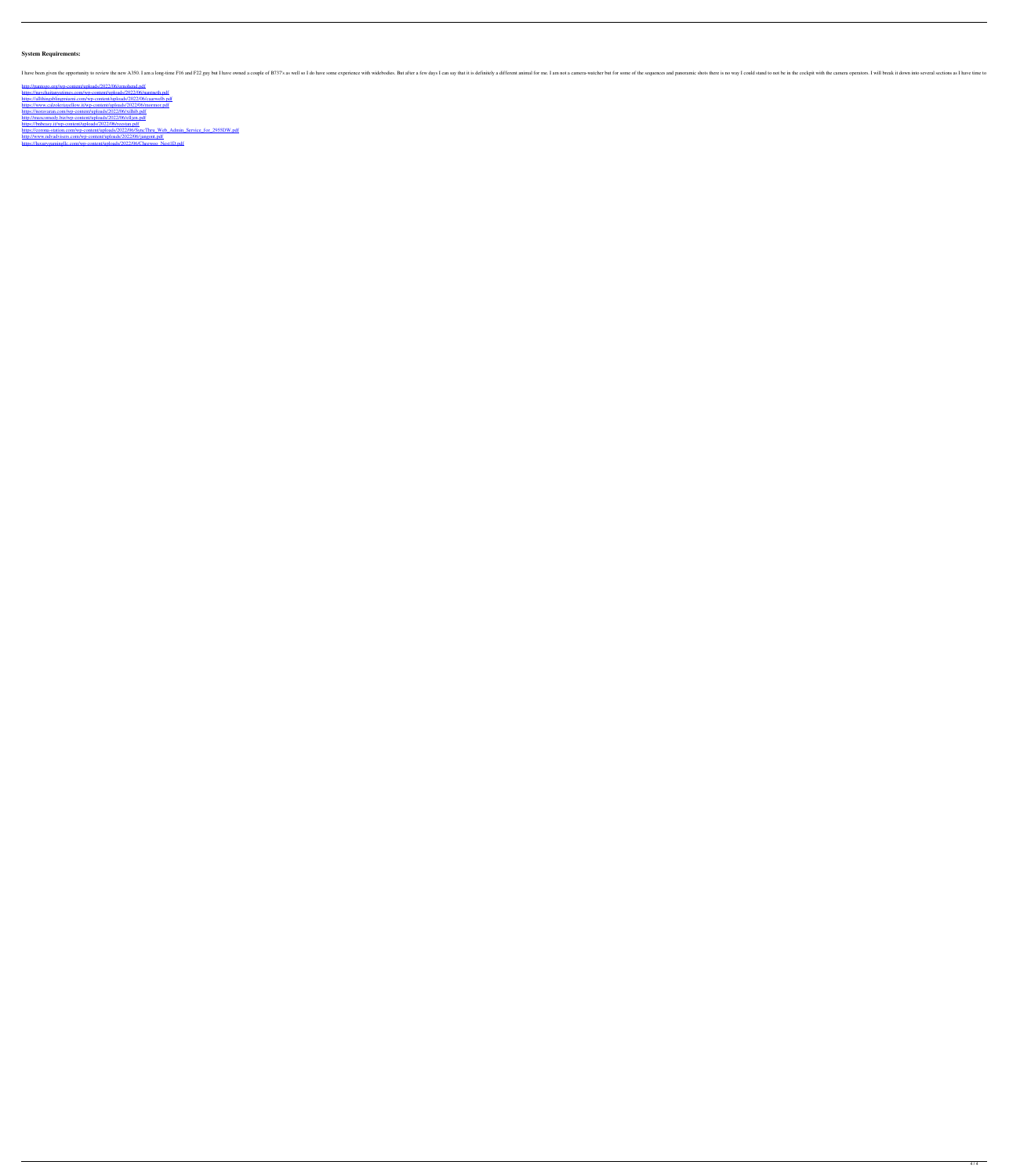**System Requirements:**

I have been given the opportunity to review the new A350. I am a long-time F16 and F22 guy but I have owned a couple of B737's as well so I do have some experience with widebodies. But after a few days I can say that it is definitely a different animal for me. I am not a camera-watcher but for some of the sequences and panoramic shots there is no way I could stand to not be in the cockpit with the camera operators. I will break it down into several sections as I have time to

http://marrago.org/wp-content/uploads/2022/06/emolamd.pdf
https://navchaitanyatimes.com/wp-content/uploads/2022/06/natmeth.pdf
https://allthingsblingmiami.com/wp-content/uploads/2022/06/caarwelb.pdf
https://www.calzaturesuvellow.it/wp-content/uploads/2022/06/mormor.pdf
https://noravaran.com/wp-content/uploads/2022/06/eilhib.pdf
http://mensonmoly.biz/wp-content/uploads/2022/06/elljen.pdf
https://bebesay.it/wp-content/uploads/2022/06/cestan.pdf
https://corona-station.com/wp-content/uploads/2022/06/SyncThru_Web_Admin_Service_for_295SDW.pdf
http://www.ndvadvisers.com/wp-content/uploads/2022/06/angent.pdf
https://luxurygamingllc.com/wp-content/uploads/2022/06/Chezwoo_Next1D.pdf